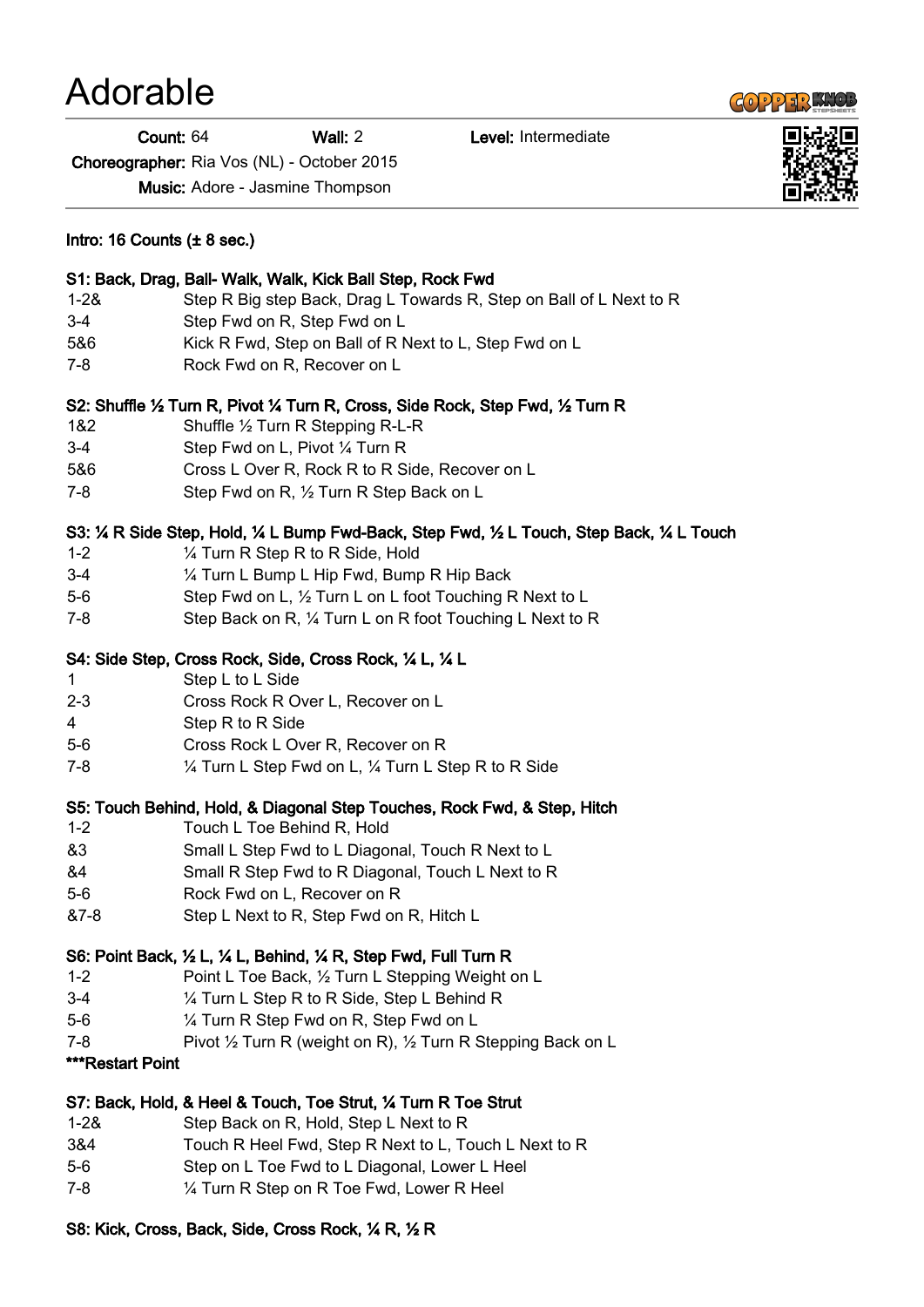# Adorable

**Count:** 64 **Wall:** 2 **Level:** Intermediate

**Choreographer:** Ria Vos (NL) - October 2015

**Music:** Adore - Jasmine Thompson

**Intro: 16 Counts (± 8 sec.)**

**S1: Back, Drag, Ball- Walk, Walk, Kick Ball Step, Rock Fwd**

| | |
|---|---|
| 1-2& | Step R Big step Back, Drag L Towards R, Step on Ball of L Next to R |
| 3-4 | Step Fwd on R, Step Fwd on L |
| 5&6 | Kick R Fwd, Step on Ball of R Next to L, Step Fwd on L |
| 7-8 | Rock Fwd on R, Recover on L |

**S2: Shuffle ½ Turn R, Pivot ¼ Turn R, Cross, Side Rock, Step Fwd, ½ Turn R**

| | |
|---|---|
| 1&2 | Shuffle ½ Turn R Stepping R-L-R |
| 3-4 | Step Fwd on L, Pivot ¼ Turn R |
| 5&6 | Cross L Over R, Rock R to R Side, Recover on L |
| 7-8 | Step Fwd on R, ½ Turn R Step Back on L |

**S3: ¼ R Side Step, Hold, ¼ L Bump Fwd-Back, Step Fwd, ½ L Touch, Step Back, ¼ L Touch**

| | |
|---|---|
| 1-2 | ¼ Turn R Step R to R Side, Hold |
| 3-4 | ¼ Turn L Bump L Hip Fwd, Bump R Hip Back |
| 5-6 | Step Fwd on L, ½ Turn L on L foot Touching R Next to L |
| 7-8 | Step Back on R, ¼ Turn L on R foot Touching L Next to R |

**S4: Side Step, Cross Rock, Side, Cross Rock, ¼ L, ¼ L**

| | |
|---|---|
| 1 | Step L to L Side |
| 2-3 | Cross Rock R Over L, Recover on L |
| 4 | Step R to R Side |
| 5-6 | Cross Rock L Over R, Recover on R |
| 7-8 | ¼ Turn L Step Fwd on L, ¼ Turn L Step R to R Side |

**S5: Touch Behind, Hold, & Diagonal Step Touches, Rock Fwd, & Step, Hitch**

| | |
|---|---|
| 1-2 | Touch L Toe Behind R, Hold |
| &3 | Small L Step Fwd to L Diagonal, Touch R Next to L |
| &4 | Small R Step Fwd to R Diagonal, Touch L Next to R |
| 5-6 | Rock Fwd on L, Recover on R |
| &7-8 | Step L Next to R, Step Fwd on R, Hitch L |

**S6: Point Back, ½ L, ¼ L, Behind, ¼ R, Step Fwd, Full Turn R**

| | |
|---|---|
| 1-2 | Point L Toe Back, ½ Turn L Stepping Weight on L |
| 3-4 | ¼ Turn L Step R to R Side, Step L Behind R |
| 5-6 | ¼ Turn R Step Fwd on R, Step Fwd on L |
| 7-8 | Pivot ½ Turn R (weight on R), ½ Turn R Stepping Back on L |

**\*\*\*Restart Point**

**S7: Back, Hold, & Heel & Touch, Toe Strut, ¼ Turn R Toe Strut**

| | |
|---|---|
| 1-2& | Step Back on R, Hold, Step L Next to R |
| 3&4 | Touch R Heel Fwd, Step R Next to L, Touch L Next to R |
| 5-6 | Step on L Toe Fwd to L Diagonal, Lower L Heel |
| 7-8 | ¼ Turn R Step on R Toe Fwd, Lower R Heel |

**S8: Kick, Cross, Back, Side, Cross Rock, ¼ R, ½ R**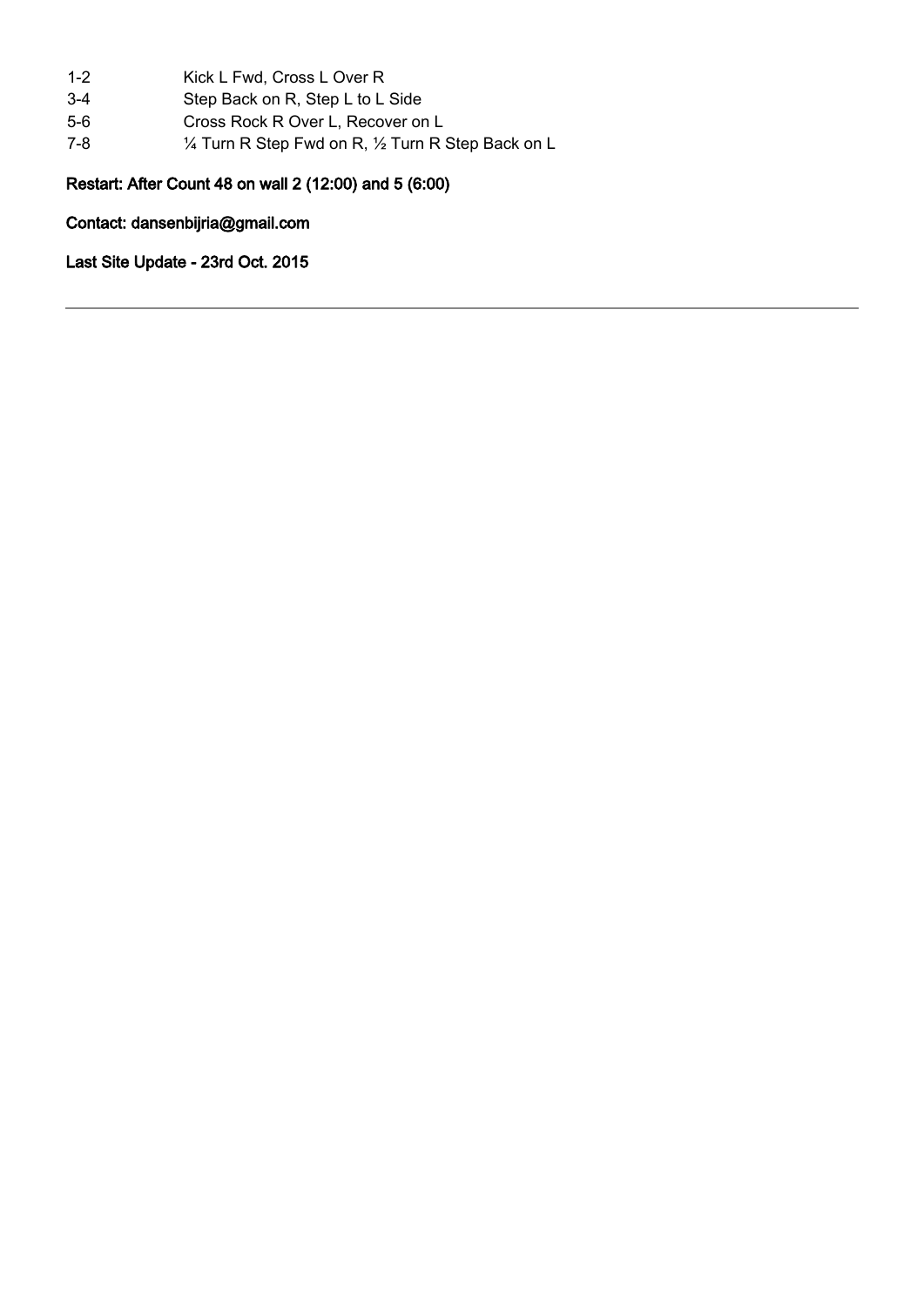1-2	Kick L Fwd, Cross L Over R
3-4	Step Back on R, Step L to L Side
5-6	Cross Rock R Over L, Recover on L
7-8	¼ Turn R Step Fwd on R, ½ Turn R Step Back on L

**Restart: After Count 48 on wall 2 (12:00) and 5 (6:00)**

**Contact: dansenbijria@gmail.com**

**Last Site Update - 23rd Oct. 2015**

---